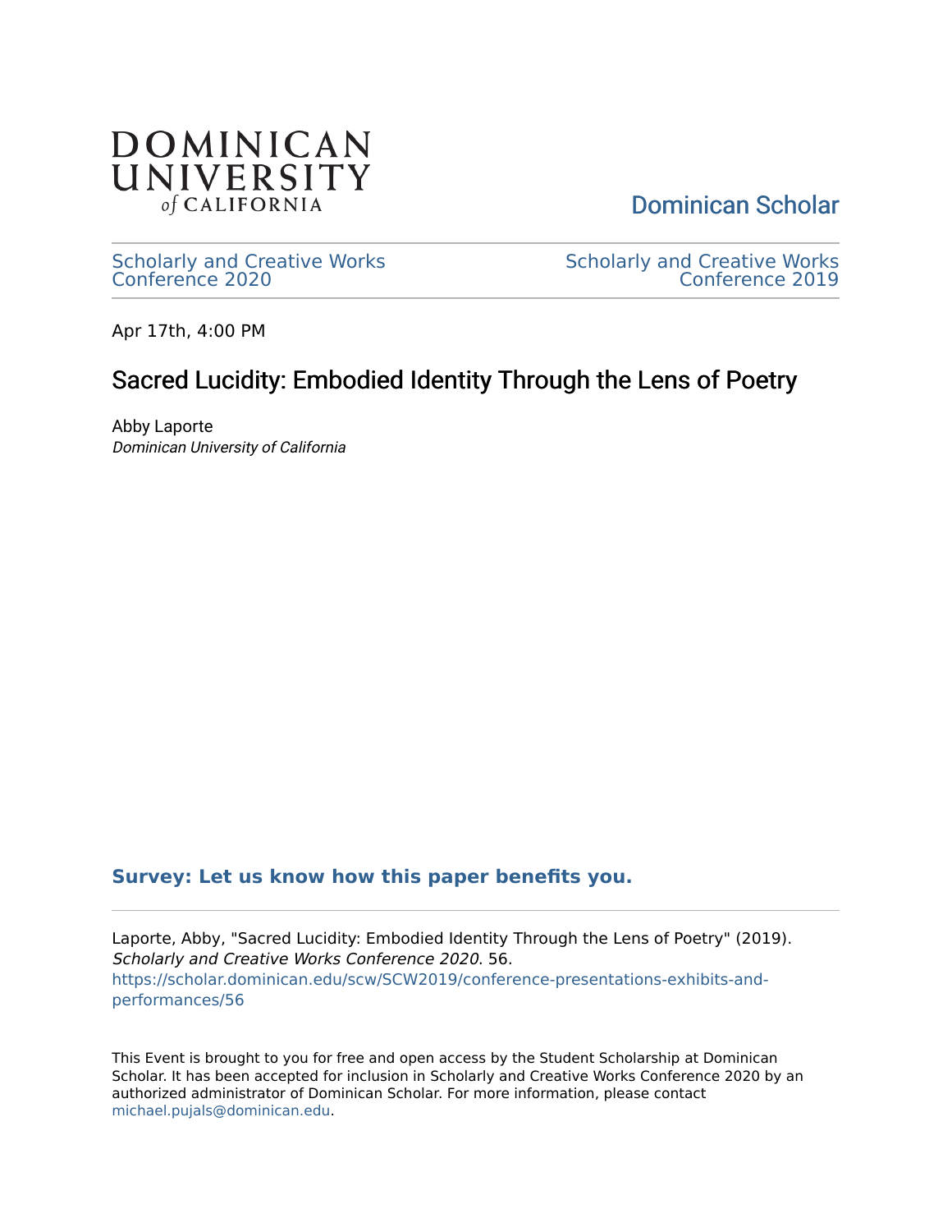DOMINICAN UNIVERSITY *of* CALIFORNIA

Dominican Scholar

Scholarly and Creative Works Conference 2020

Scholarly and Creative Works Conference 2019

Apr 17th, 4:00 PM

# Sacred Lucidity: Embodied Identity Through the Lens of Poetry

Abby Laporte

*Dominican University of California*

**Survey: Let us know how this paper benefits you.**

Laporte, Abby, "Sacred Lucidity: Embodied Identity Through the Lens of Poetry" (2019). *Scholarly and Creative Works Conference 2020*. 56.
https://scholar.dominican.edu/scw/SCW2019/conference-presentations-exhibits-and-performances/56

This Event is brought to you for free and open access by the Student Scholarship at Dominican Scholar. It has been accepted for inclusion in Scholarly and Creative Works Conference 2020 by an authorized administrator of Dominican Scholar. For more information, please contact michael.pujals@dominican.edu.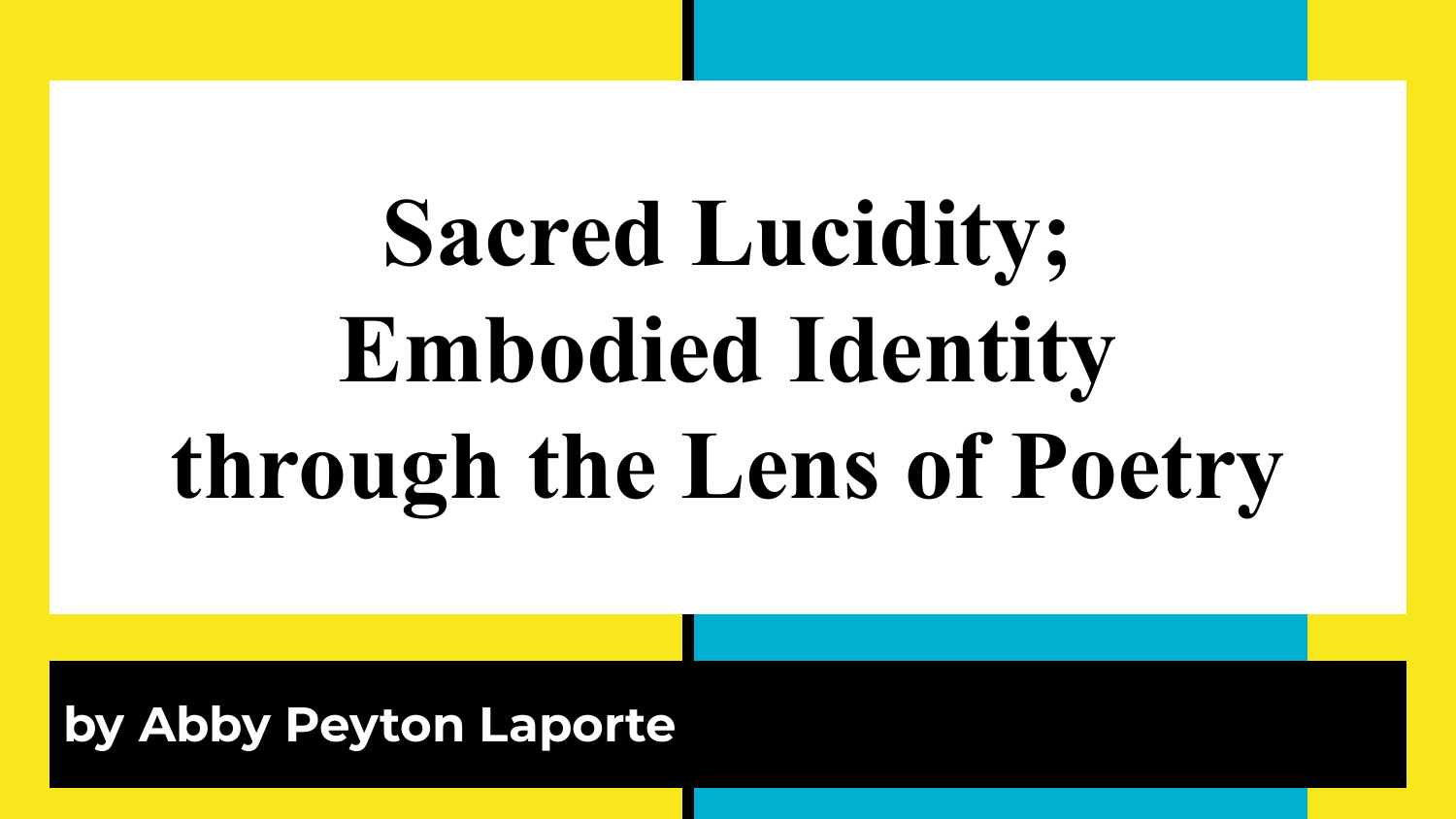# Sacred Lucidity; Embodied Identity through the Lens of Poetry

**by Abby Peyton Laporte**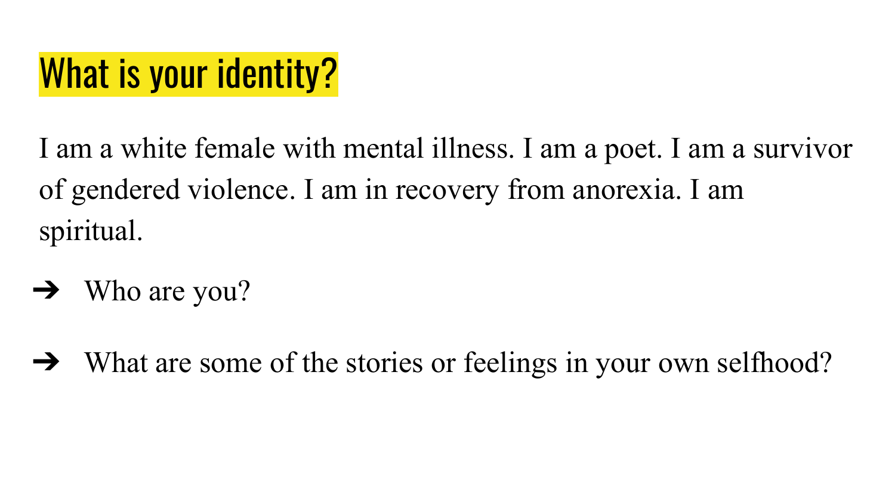# What is your identity?

I am a white female with mental illness. I am a poet. I am a survivor of gendered violence. I am in recovery from anorexia. I am spiritual.

- Who are you?
- What are some of the stories or feelings in your own selfhood?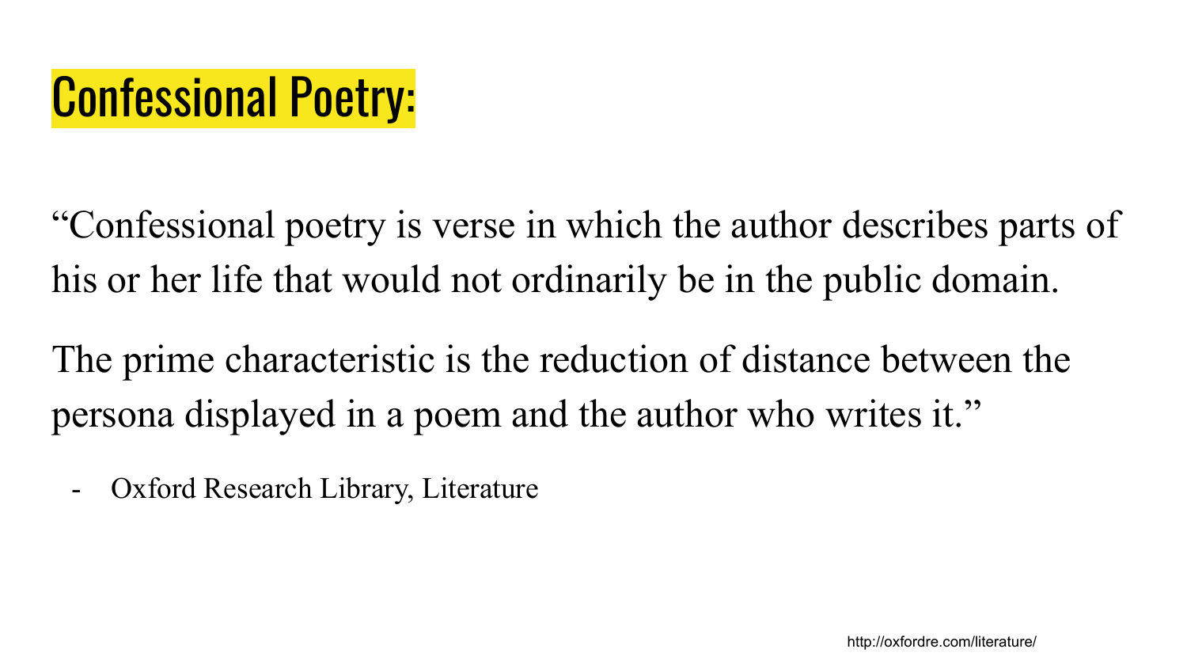# Confessional Poetry:

"Confessional poetry is verse in which the author describes parts of his or her life that would not ordinarily be in the public domain.

The prime characteristic is the reduction of distance between the persona displayed in a poem and the author who writes it."

- Oxford Research Library, Literature

http://oxfordre.com/literature/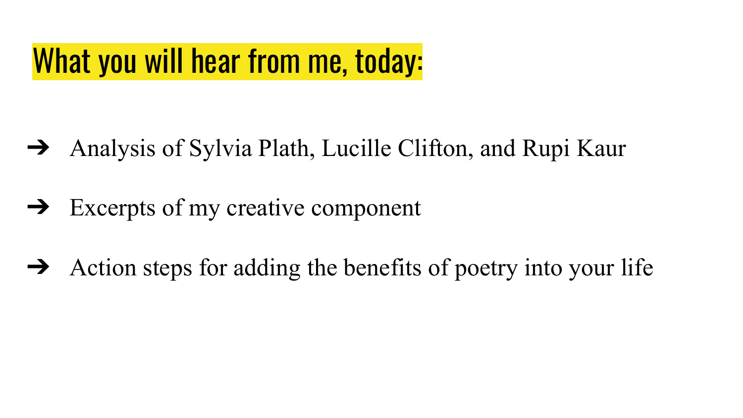# What you will hear from me, today:

- ➔ Analysis of Sylvia Plath, Lucille Clifton, and Rupi Kaur
- ➔ Excerpts of my creative component
- ➔ Action steps for adding the benefits of poetry into your life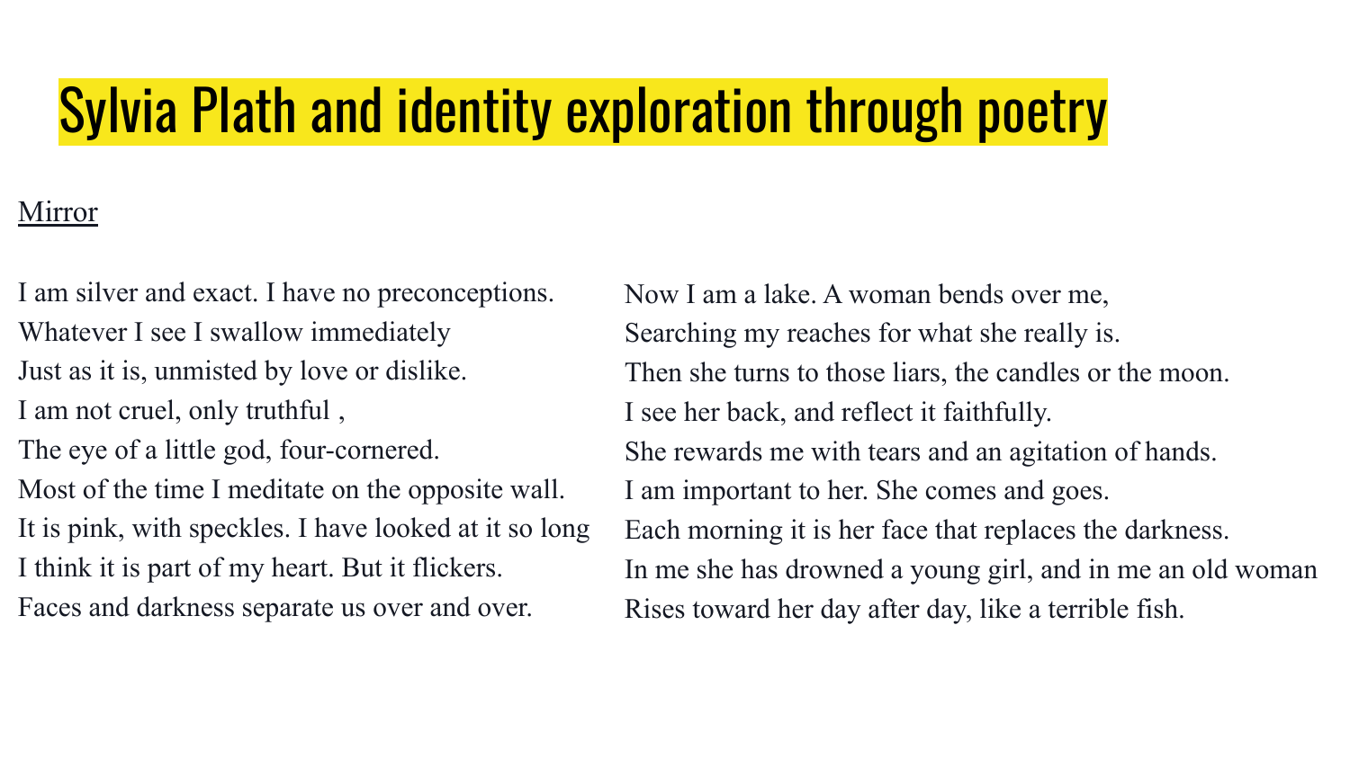# Sylvia Plath and identity exploration through poetry

Mirror

I am silver and exact. I have no preconceptions.
Whatever I see I swallow immediately
Just as it is, unmisted by love or dislike.
I am not cruel, only truthful ,
The eye of a little god, four-cornered.
Most of the time I meditate on the opposite wall.
It is pink, with speckles. I have looked at it so long
I think it is part of my heart. But it flickers.
Faces and darkness separate us over and over.

Now I am a lake. A woman bends over me,
Searching my reaches for what she really is.
Then she turns to those liars, the candles or the moon.
I see her back, and reflect it faithfully.
She rewards me with tears and an agitation of hands.
I am important to her. She comes and goes.
Each morning it is her face that replaces the darkness.
In me she has drowned a young girl, and in me an old woman
Rises toward her day after day, like a terrible fish.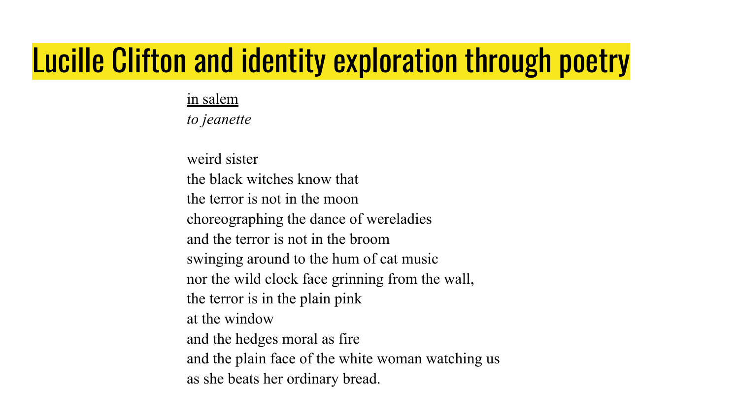# Lucille Clifton and identity exploration through poetry

<u>in salem</u>

*to jeanette*

weird sister  
the black witches know that  
the terror is not in the moon  
choreographing the dance of wereladies  
and the terror is not in the broom  
swinging around to the hum of cat music  
nor the wild clock face grinning from the wall,  
the terror is in the plain pink  
at the window  
and the hedges moral as fire  
and the plain face of the white woman watching us  
as she beats her ordinary bread.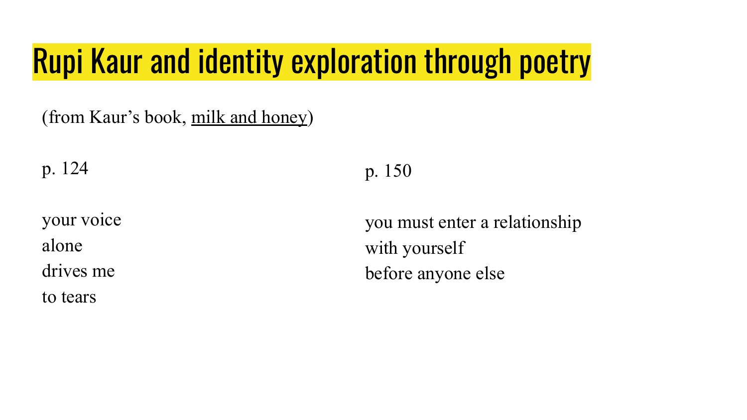# Rupi Kaur and identity exploration through poetry

(from Kaur's book, milk and honey)

p. 124

your voice
alone
drives me
to tears

p. 150

you must enter a relationship
with yourself
before anyone else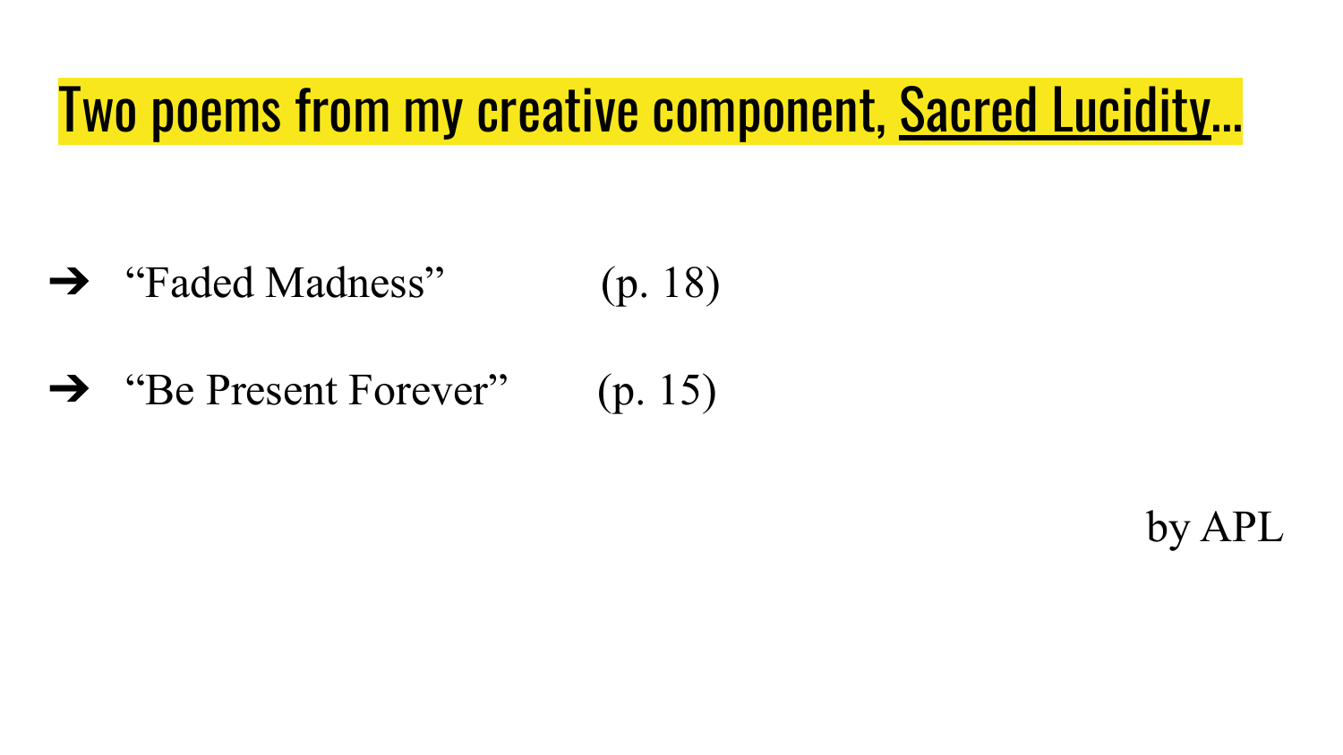# Two poems from my creative component, Sacred Lucidity…

- "Faded Madness" (p. 18)
- "Be Present Forever" (p. 15)

by APL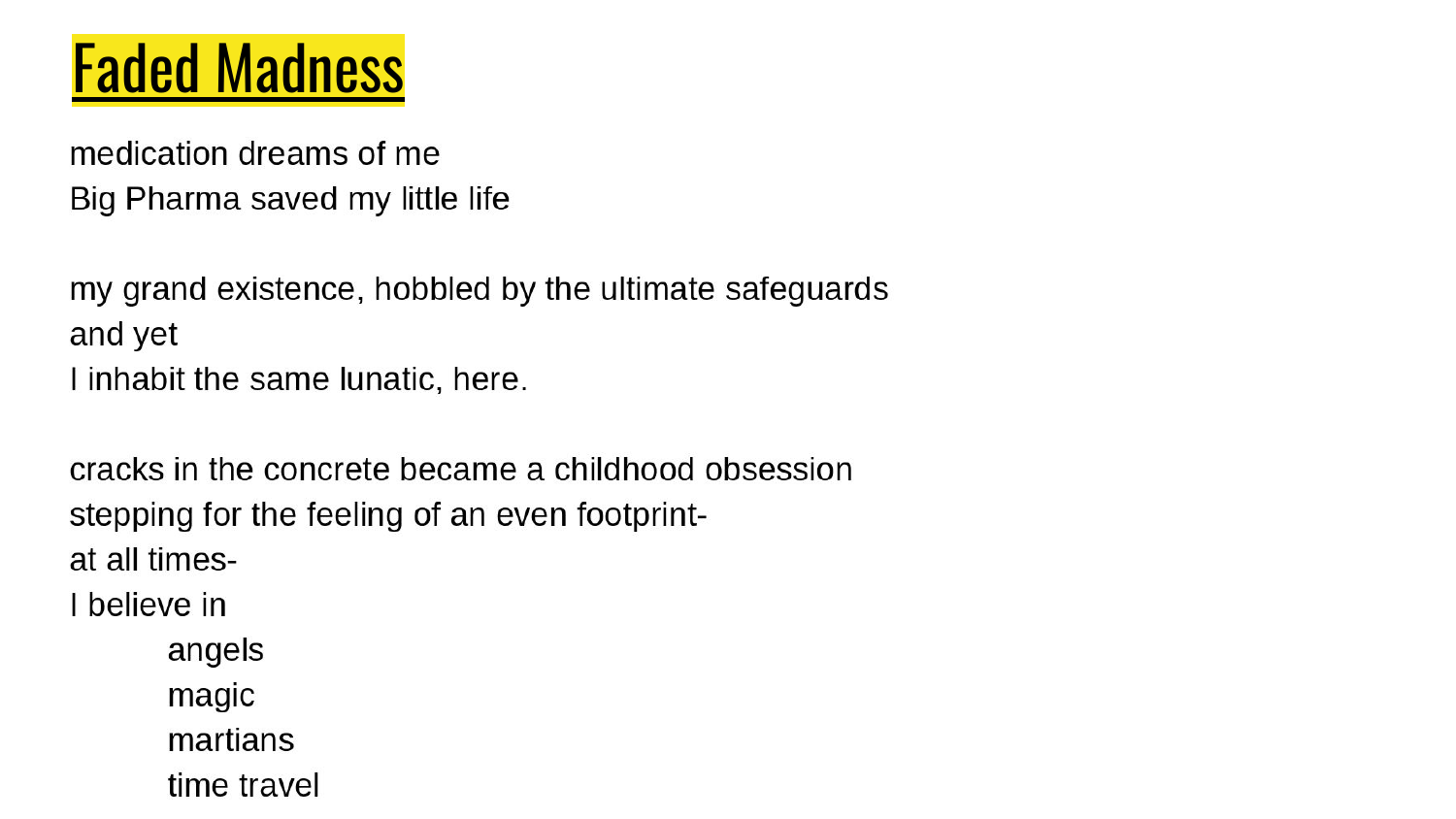# Faded Madness

medication dreams of me
Big Pharma saved my little life

my grand existence, hobbled by the ultimate safeguards
and yet
I inhabit the same lunatic, here.

cracks in the concrete became a childhood obsession
stepping for the feeling of an even footprint-
at all times-
I believe in

    angels
    magic
    martians
    time travel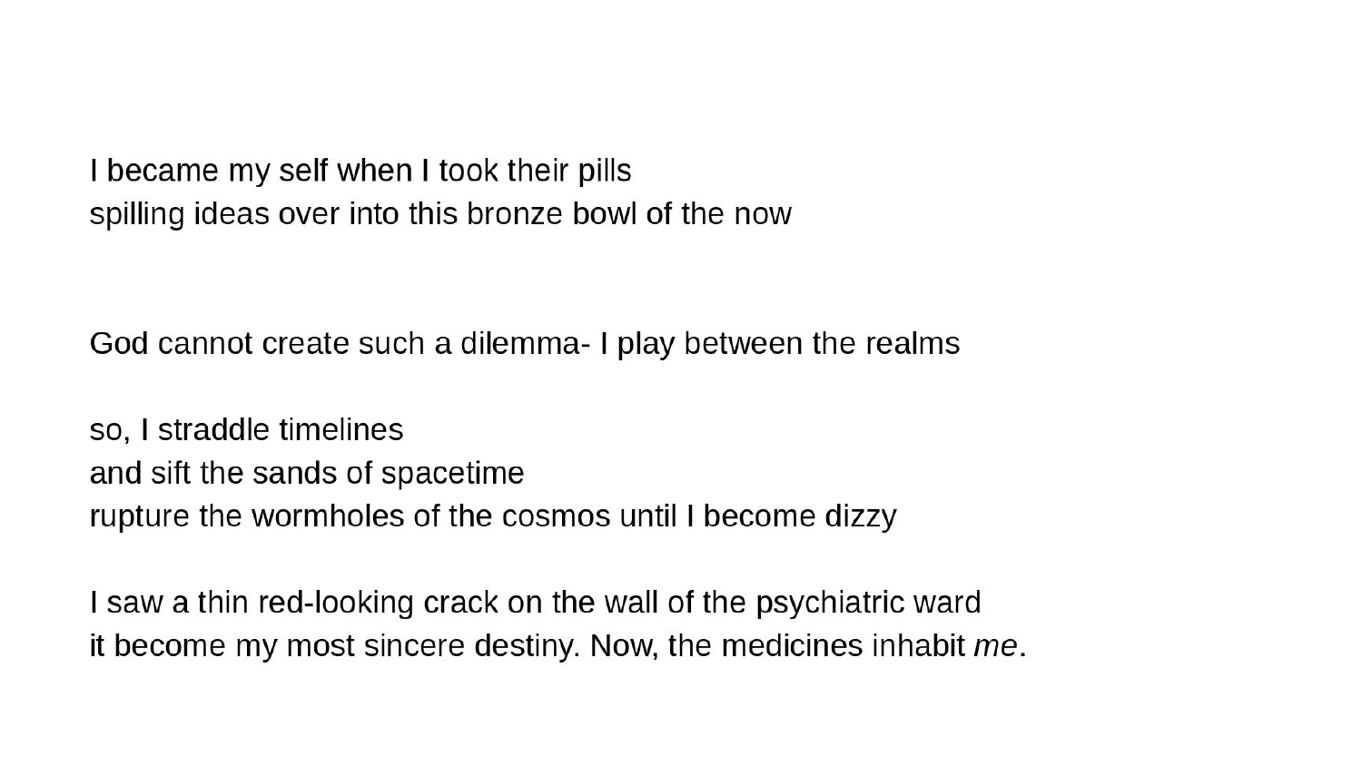I became my self when I took their pills
spilling ideas over into this bronze bowl of the now

God cannot create such a dilemma- I play between the realms

so, I straddle timelines
and sift the sands of spacetime
rupture the wormholes of the cosmos until I become dizzy

I saw a thin red-looking crack on the wall of the psychiatric ward
it become my most sincere destiny. Now, the medicines inhabit *me*.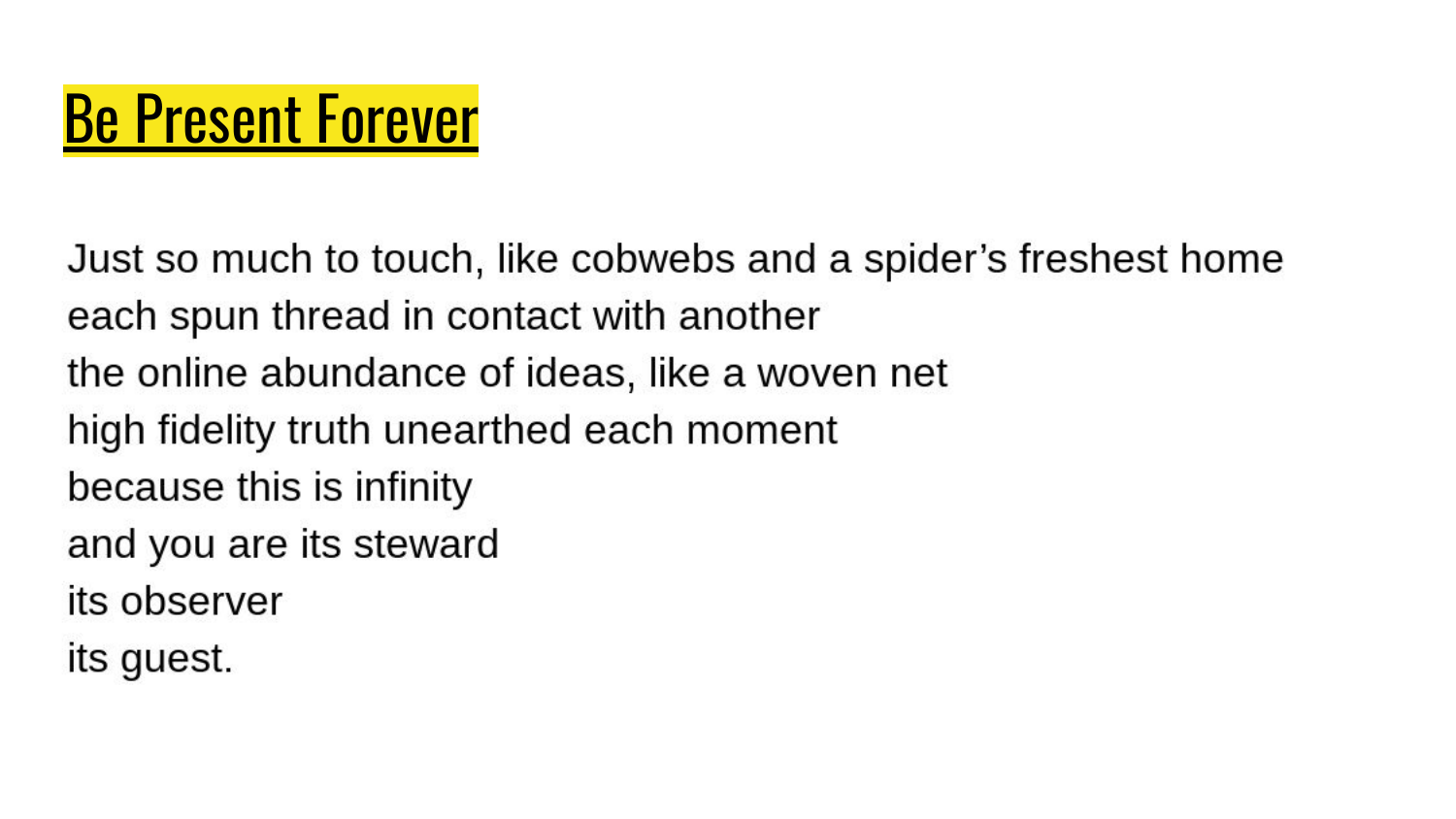# Be Present Forever

Just so much to touch, like cobwebs and a spider's freshest home
each spun thread in contact with another
the online abundance of ideas, like a woven net
high fidelity truth unearthed each moment
because this is infinity
and you are its steward
its observer
its guest.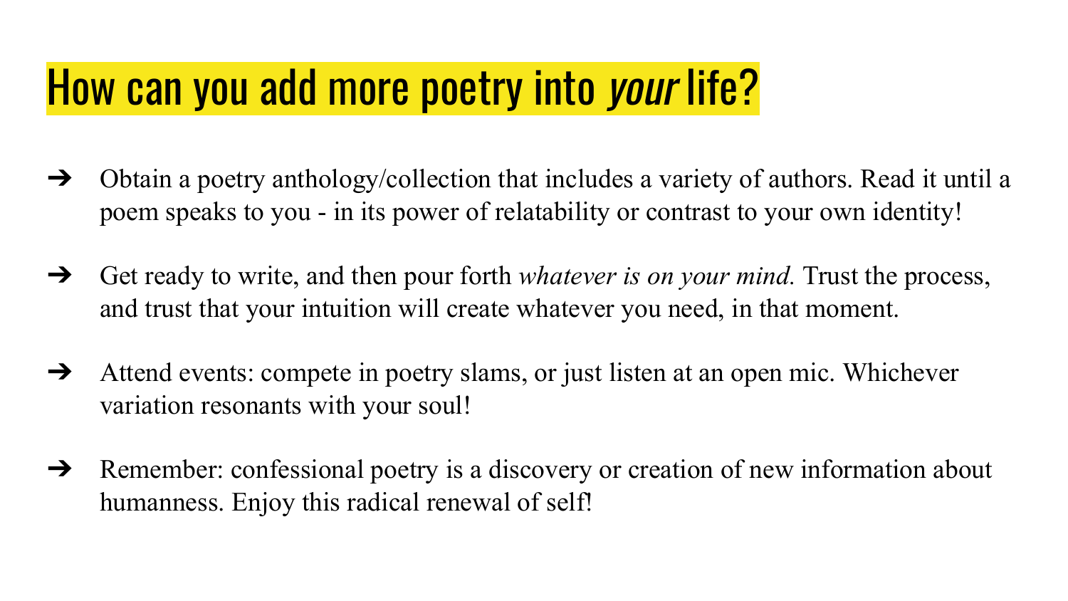# How can you add more poetry into *your* life?

- Obtain a poetry anthology/collection that includes a variety of authors. Read it until a poem speaks to you - in its power of relatability or contrast to your own identity!
- Get ready to write, and then pour forth *whatever is on your mind.* Trust the process, and trust that your intuition will create whatever you need, in that moment.
- Attend events: compete in poetry slams, or just listen at an open mic. Whichever variation resonants with your soul!
- Remember: confessional poetry is a discovery or creation of new information about humanness. Enjoy this radical renewal of self!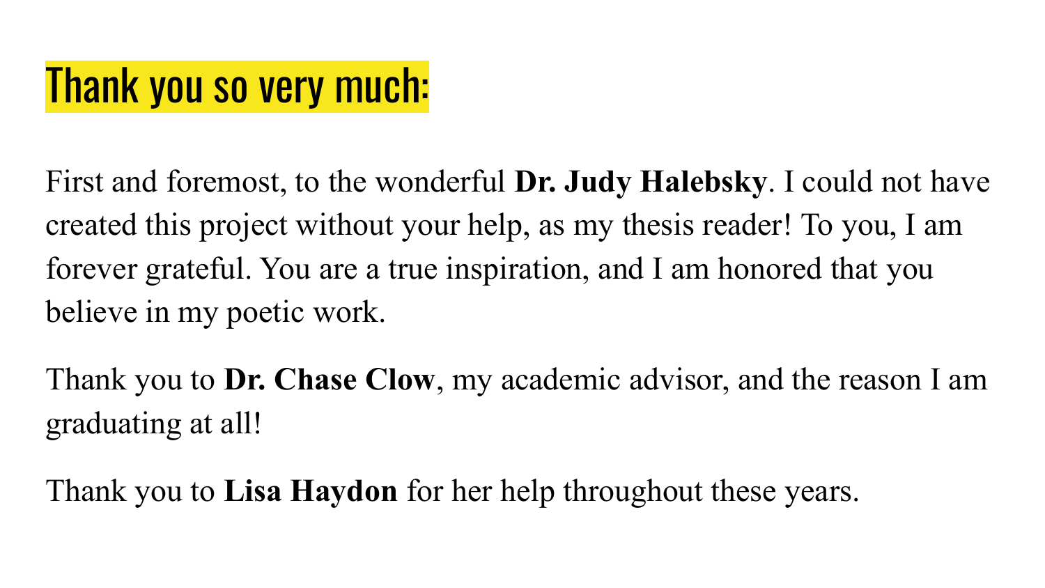## Thank you so very much:

First and foremost, to the wonderful **Dr. Judy Halebsky**. I could not have created this project without your help, as my thesis reader! To you, I am forever grateful. You are a true inspiration, and I am honored that you believe in my poetic work.

Thank you to **Dr. Chase Clow**, my academic advisor, and the reason I am graduating at all!

Thank you to **Lisa Haydon** for her help throughout these years.